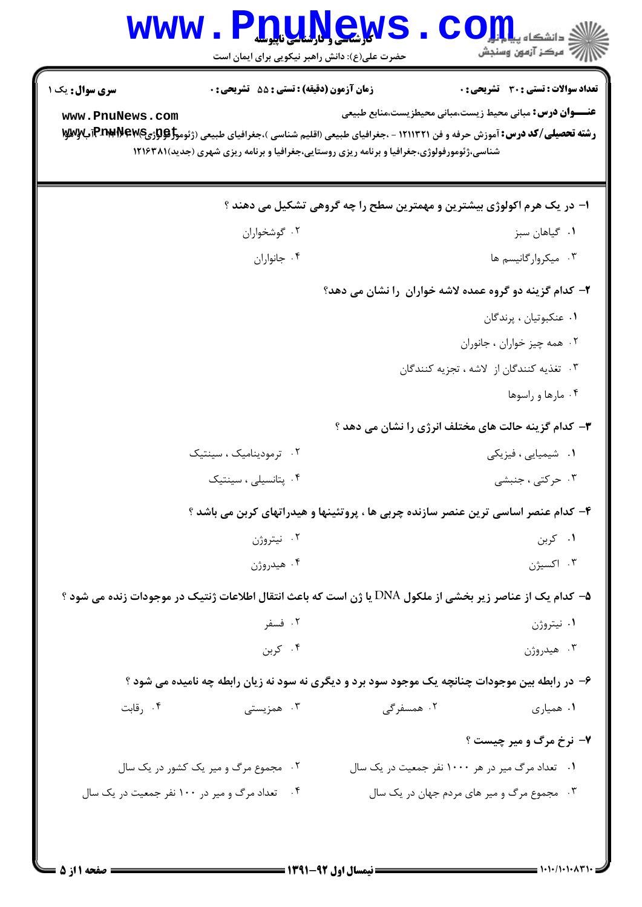**سری سوال:** یک ۱

**زمان آزمون (دقیقه) : تستی : ۵۵ تشریحی : ۰**

**تعداد سوالات : تستی : ۳۰ تشریحی : ۰**

**عنـــوان درس:** مبانی محیط زیست،مبانی محیطزیست،منابع طبیعی

**رشته تحصیلی/کد درس:** آموزش حرفه و فن ۱۲۱۱۳۲۱ - ،جغرافیای طبیعی (اقلیم شناسی )،جغرافیای طبیعی (ژئومورفولوژی)،آب و هوا شناسی،ژئومورفولوژی،جغرافیا و برنامه ریزی روستایی،جغرافیا و برنامه ریزی شهری (جدید)۱۲۱۶۳۸۱

۱- در یک هرم اکولوژی بیشترین و مهمترین سطح را چه گروهی تشکیل می دهند ؟

۱. گیاهان سبز
۲. گوشخواران
۳. میکروارگانیسم ها
۴. جانواران

۲- کدام گزینه دو گروه عمده لاشه خواران را نشان می دهد؟

۱. عنکبوتیان ، پرندگان
۲. همه چیز خواران ، جانوران
۳. تغذیه کنندگان از لاشه ، تجزیه کنندگان
۴. مارها و راسوها

۳- کدام گزینه حالت های مختلف انرژی را نشان می دهد ؟

۱. شیمیایی ، فیزیکی
۲. ترمودینامیک ، سینتیک
۳. حرکتی ، جنبشی
۴. پتانسیلی ، سینتیک

۴- کدام عنصر اساسی ترین عنصر سازنده چربی ها ، پروتئینها و هیدراتهای کربن می باشد ؟

۱. کربن
۲. نیتروژن
۳. اکسیژن
۴. هیدروژن

۵- کدام یک از عناصر زیر بخشی از ملکول DNA یا ژن است که باعث انتقال اطلاعات ژنتیک در موجودات زنده می شود ؟

۱. نیتروژن
۲. فسفر
۳. هیدروژن
۴. کربن

۶- در رابطه بین موجودات چنانچه یک موجود سود برد و دیگری نه سود نه زیان رابطه چه نامیده می شود ؟

۱. همیاری
۲. همسفرگی
۳. همزیستی
۴. رقابت

۷- نرخ مرگ و میر چیست ؟

۱. تعداد مرگ میر در هر ۱۰۰۰ نفر جمعیت در یک سال
۲. مجموع مرگ و میر یک کشور در یک سال
۳. مجموع مرگ و میر های مردم جهان در یک سال
۴. تعداد مرگ و میر در ۱۰۰ نفر جمعیت در یک سال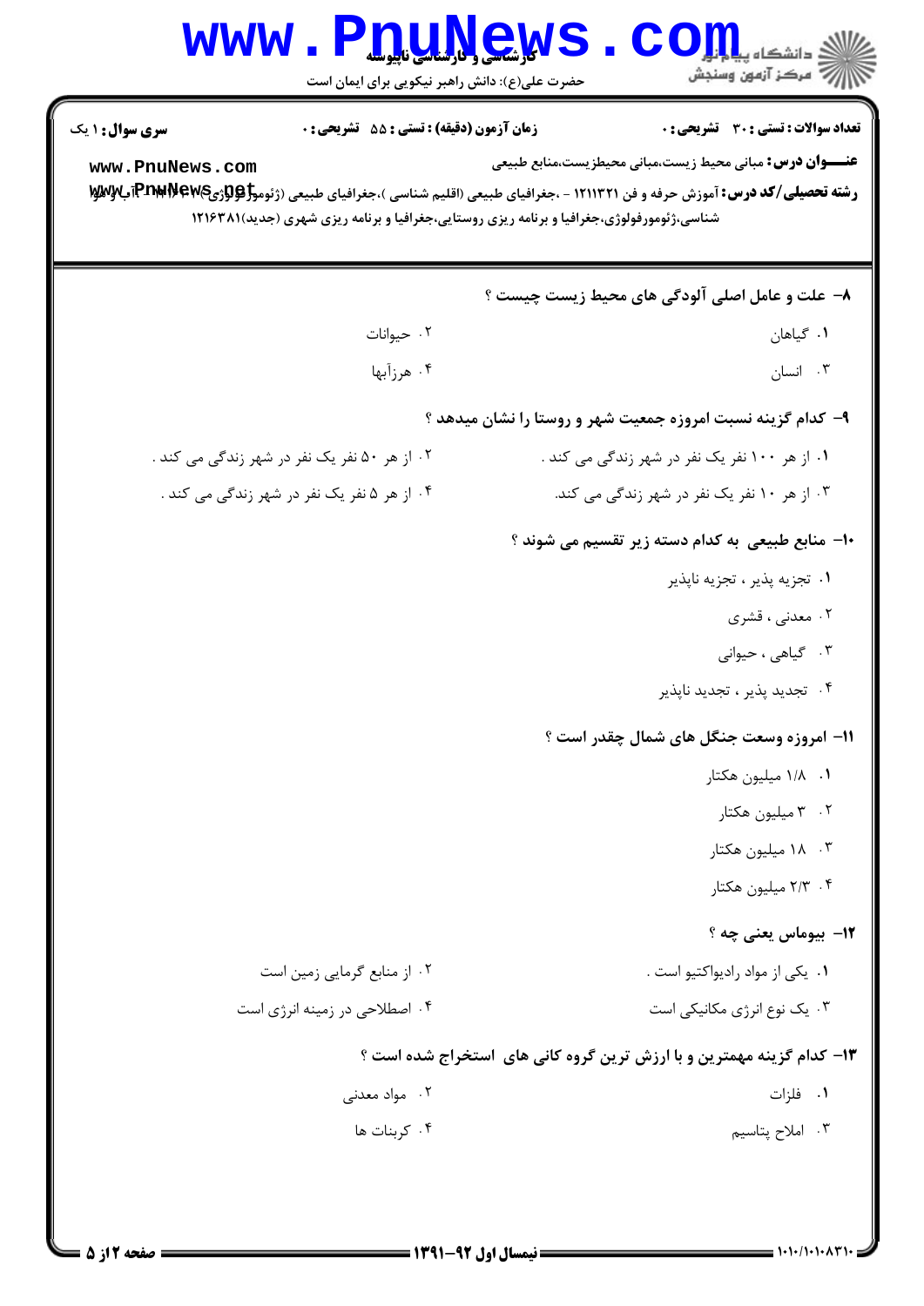**تعداد سوالات : تستی : ۳۰  تشریحی : ۰** — **زمان آزمون (دقیقه) : تستی : ۵۵  تشریحی : ۰** — **سری سوال : ۱ یک**

**عنـــوان درس:** مبانی محیط زیست،مبانی محیطزیست،منابع طبیعی

**رشته تحصیلی/کد درس:** آموزش حرفه و فن ۱۲۱۱۳۲۱ - ،جغرافیای طبیعی (اقلیم شناسی )،جغرافیای طبیعی (ژئومورفولوژی)،جغرافیا - آب و هوا شناسی،ژئومورفولوژی،جغرافیا و برنامه ریزی روستایی،جغرافیا و برنامه ریزی شهری (جدید)۱۲۱۶۳۸۱

**۸- علت و عامل اصلی آلودگی های محیط زیست چیست ؟**

۱. گیاهان
۲. حیوانات
۳. انسان
۴. هرزآبها

**۹- کدام گزینه نسبت امروزه جمعیت شهر و روستا را نشان میدهد ؟**

۱. از هر ۱۰۰ نفر یک نفر در شهر زندگی می کند .
۲. از هر ۵۰ نفر یک نفر در شهر زندگی می کند .
۳. از هر ۱۰ نفر یک نفر در شهر زندگی می کند.
۴. از هر ۵ نفر یک نفر در شهر زندگی می کند .

**۱۰- منابع طبیعی به کدام دسته زیر تقسیم می شوند ؟**

۱. تجزیه پذیر ، تجزیه ناپذیر
۲. معدنی ، قشری
۳. گیاهی ، حیوانی
۴. تجدید پذیر ، تجدید ناپذیر

**۱۱- امروزه وسعت جنگل های شمال چقدر است ؟**

۱. ۱/۸ میلیون هکتار
۲. ۳ میلیون هکتار
۳. ۱۸ میلیون هکتار
۴. ۲/۳ میلیون هکتار

**۱۲- بیوماس یعنی چه ؟**

۱. یکی از مواد رادیواکتیو است .
۲. از منابع گرمایی زمین است
۳. یک نوع انرژی مکانیکی است
۴. اصطلاحی در زمینه انرژی است

**۱۳- کدام گزینه مهمترین و با ارزش ترین گروه کانی های استخراج شده است ؟**

۱. فلزات
۲. مواد معدنی
۳. املاح پتاسیم
۴. کربنات ها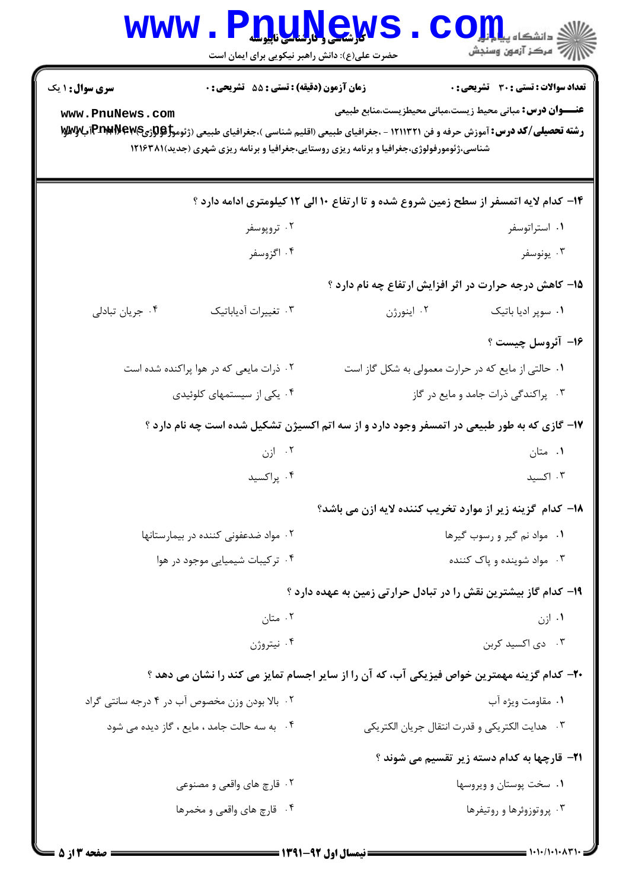**سری سوال:** ۱ یک

**زمان آزمون (دقیقه) : تستی : ۵۵ تشریحی : ۰**

**تعداد سوالات : تستی : ۳۰ تشریحی : ۰**

**عنـــوان درس:** مبانی محیط زیست،مبانی محیطزیست،منابع طبیعی

**رشته تحصیلی/کد درس:** آموزش حرفه و فن ۱۲۱۱۳۲۱ - ،جغرافیای طبیعی (اقلیم شناسی )،جغرافیای طبیعی (ژئومورفولوژی)،جغرافیا(آب و هوا شناسی،ژئومورفولوژی،جغرافیا و برنامه ریزی روستایی،جغرافیا و برنامه ریزی شهری (جدید)۱۲۱۶۳۸۱

---

**۱۴- کدام لایه اتمسفر از سطح زمین شروع شده و تا ارتفاع ۱۰ الی ۱۲ کیلومتری ادامه دارد ؟**

۱. استراتوسفر
۲. تروپوسفر
۳. یونوسفر
۴. اگزوسفر

**۱۵- کاهش درجه حرارت در اثر افزایش ارتفاع چه نام دارد ؟**

۱. سوپر ادیا باتیک
۲. اینورژن
۳. تغییرات آدیاباتیک
۴. جریان تبادلی

**۱۶- آئروسل چیست ؟**

۱. حالتی از مایع که در حرارت معمولی به شکل گاز است
۲. ذرات مایعی که در هوا پراکنده شده است
۳. پراکندگی ذرات جامد و مایع در گاز
۴. یکی از سیستمهای کلوئیدی

**۱۷- گازی که به طور طبیعی در اتمسفر وجود دارد و از سه اتم اکسیژن تشکیل شده است چه نام دارد ؟**

۱. متان
۲. ازن
۳. اکسید
۴. پراکسید

**۱۸- کدام گزینه زیر از موارد تخریب کننده لایه ازن می باشد؟**

۱. مواد نم گیر و رسوب گیرها
۲. مواد ضدعفونی کننده در بیمارستانها
۳. مواد شوینده و پاک کننده
۴. ترکیبات شیمیایی موجود در هوا

**۱۹- کدام گاز بیشترین نقش را در تبادل حرارتی زمین به عهده دارد ؟**

۱. ازن
۲. متان
۳. دی اکسید کربن
۴. نیتروژن

**۲۰- کدام گزینه مهمترین خواص فیزیکی آب، که آن را از سایر اجسام تمایز می کند را نشان می دهد ؟**

۱. مقاومت ویژه آب
۲. بالا بودن وزن مخصوص آب در ۴ درجه سانتی گراد
۳. هدایت الکتریکی و قدرت انتقال جریان الکتریکی
۴. به سه حالت جامد ، مایع ، گاز دیده می شود

**۲۱- قارچها به کدام دسته زیر تقسیم می شوند ؟**

۱. سخت پوستان و ویروسها
۲. قارچ های واقعی و مصنوعی
۳. پروتوزوئرها و روتیفرها
۴. قارچ های واقعی و مخمرها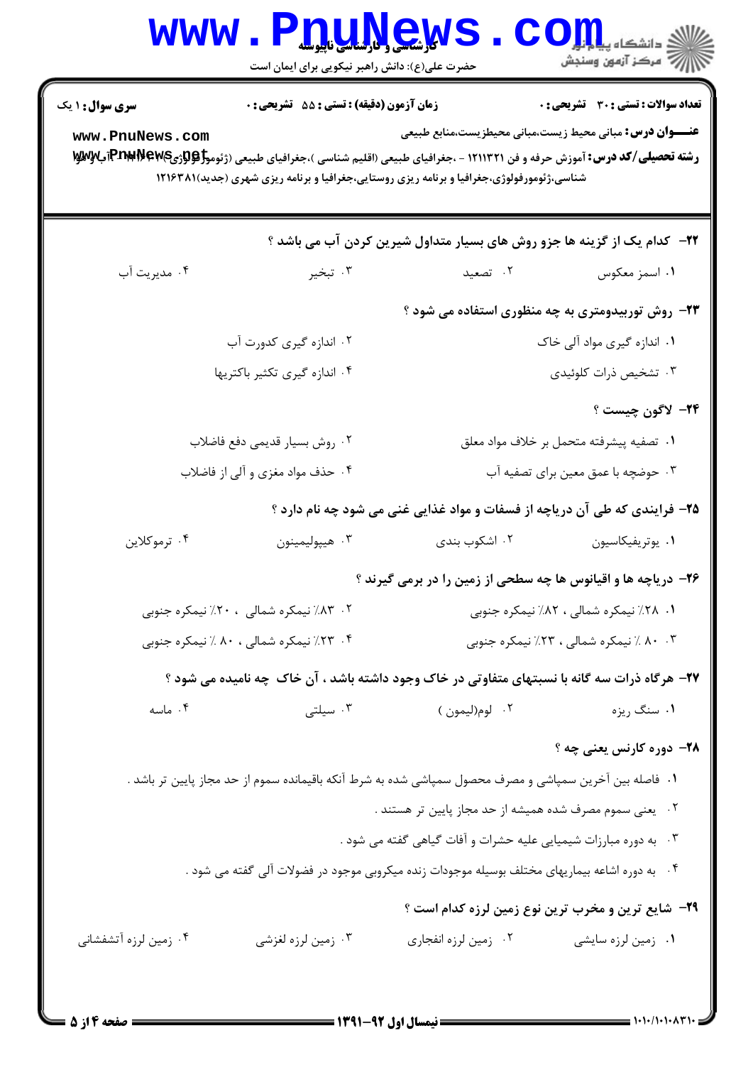**سری سوال:** ۱ یک

**زمان آزمون (دقیقه) : تستی :** ۵۵ **تشریحی :** ۰

**تعداد سوالات : تستی :** ۳۰ **تشریحی :** ۰

**عنـــوان درس:** مبانی محیط زیست،مبانی محیطزیست،منابع طبیعی

**رشته تحصیلی/کد درس:** آموزش حرفه و فن ۱۲۱۱۳۲۱ - ،جغرافیای طبیعی (اقلیم شناسی )،جغرافیای طبیعی (ژئومورفولوژی)،آب وهوا شناسی،ژئومورفولوژی،جغرافیا و برنامه ریزی روستایی،جغرافیا و برنامه ریزی شهری (جدید)۱۲۱۶۳۸۱

---

**۲۲- کدام یک از گزینه ها جزو روش های بسیار متداول شیرین کردن آب می باشد ؟**

۱. اسمز معکوس
۲. تصعید
۳. تبخیر
۴. مدیریت آب

**۲۳- روش توربیدومتری به چه منظوری استفاده می شود ؟**

۱. اندازه گیری مواد آلی خاک
۲. اندازه گیری کدورت آب
۳. تشخیص ذرات کلوئیدی
۴. اندازه گیری تکثیر باکتریها

**۲۴- لاگون چیست ؟**

۱. تصفیه پیشرفته متحمل بر خلاف مواد معلق
۲. روش بسیار قدیمی دفع فاضلاب
۳. حوضچه با عمق معین برای تصفیه آب
۴. حذف مواد مغزی و آلی از فاضلاب

**۲۵- فرایندی که طی آن دریاچه از فسفات و مواد غذایی غنی می شود چه نام دارد ؟**

۱. یوتریفیکاسیون
۲. اشکوب بندی
۳. هیپولیمینون
۴. ترموکلاین

**۲۶- دریاچه ها و اقیانوس ها چه سطحی از زمین را در برمی گیرند ؟**

۱. ۲۸٪ نیمکره شمالی ، ۸۲٪ نیمکره جنوبی
۲. ۸۳٪ نیمکره شمالی ، ۲۰٪ نیمکره جنوبی
۳. ۸۰ ٪ نیمکره شمالی ، ۲۳٪ نیمکره جنوبی
۴. ۲۳٪ نیمکره شمالی ، ۸۰ ٪ نیمکره جنوبی

**۲۷- هرگاه ذرات سه گانه با نسبتهای متفاوتی در خاک وجود داشته باشد ، آن خاک چه نامیده می شود ؟**

۱. سنگ ریزه
۲. لوم(لیمون )
۳. سیلتی
۴. ماسه

**۲۸- دوره کارنس یعنی چه ؟**

۱. فاصله بین آخرین سمپاشی و مصرف محصول سمپاشی شده به شرط آنکه باقیمانده سموم از حد مجاز پایین تر باشد .
۲. یعنی سموم مصرف شده همیشه از حد مجاز پایین تر هستند .
۳. به دوره مبارزات شیمیایی علیه حشرات و آفات گیاهی گفته می شود .
۴. به دوره اشاعه بیماریهای مختلف بوسیله موجودات زنده میکروبی موجود در فضولات آلی گفته می شود .

**۲۹- شایع ترین و مخرب ترین نوع زمین لرزه کدام است ؟**

۱. زمین لرزه سایشی
۲. زمین لرزه انفجاری
۳. زمین لرزه لغزشی
۴. زمین لرزه آتشفشانی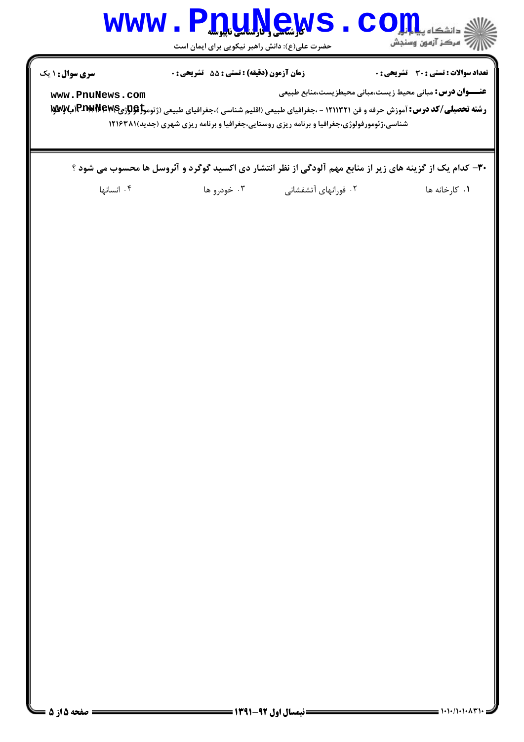**تعداد سوالات : تستی : ۳۰ تشریحی : ۰** | **زمان آزمون (دقیقه) : تستی : ۵۵ تشریحی : ۰** | **سری سوال : ۱ یک**

**عنـــوان درس:** مبانی محیط زیست،مبانی محیطزیست،منابع طبیعی

**رشته تحصیلی/کد درس:** آموزش حرفه و فن ۱۲۱۱۳۲۱ - ،جغرافیای طبیعی (اقلیم شناسی )،جغرافیای طبیعی (ژئومورفولوژی)۱۲۱۶۰۷۱ - ،آب وهوا شناسی،ژئومورفولوژی،جغرافیا و برنامه ریزی روستایی،جغرافیا و برنامه ریزی شهری (جدید)۱۲۱۶۳۸۱

**۳۰- کدام یک از گزینه های زیر از منابع مهم آلودگی از نظر انتشار دی اکسید گوگرد و آئروسل ها محسوب می شود ؟**

۱. کارخانه ها

۲. فورانهای آتشفشانی

۳. خودرو ها

۴. انسانها